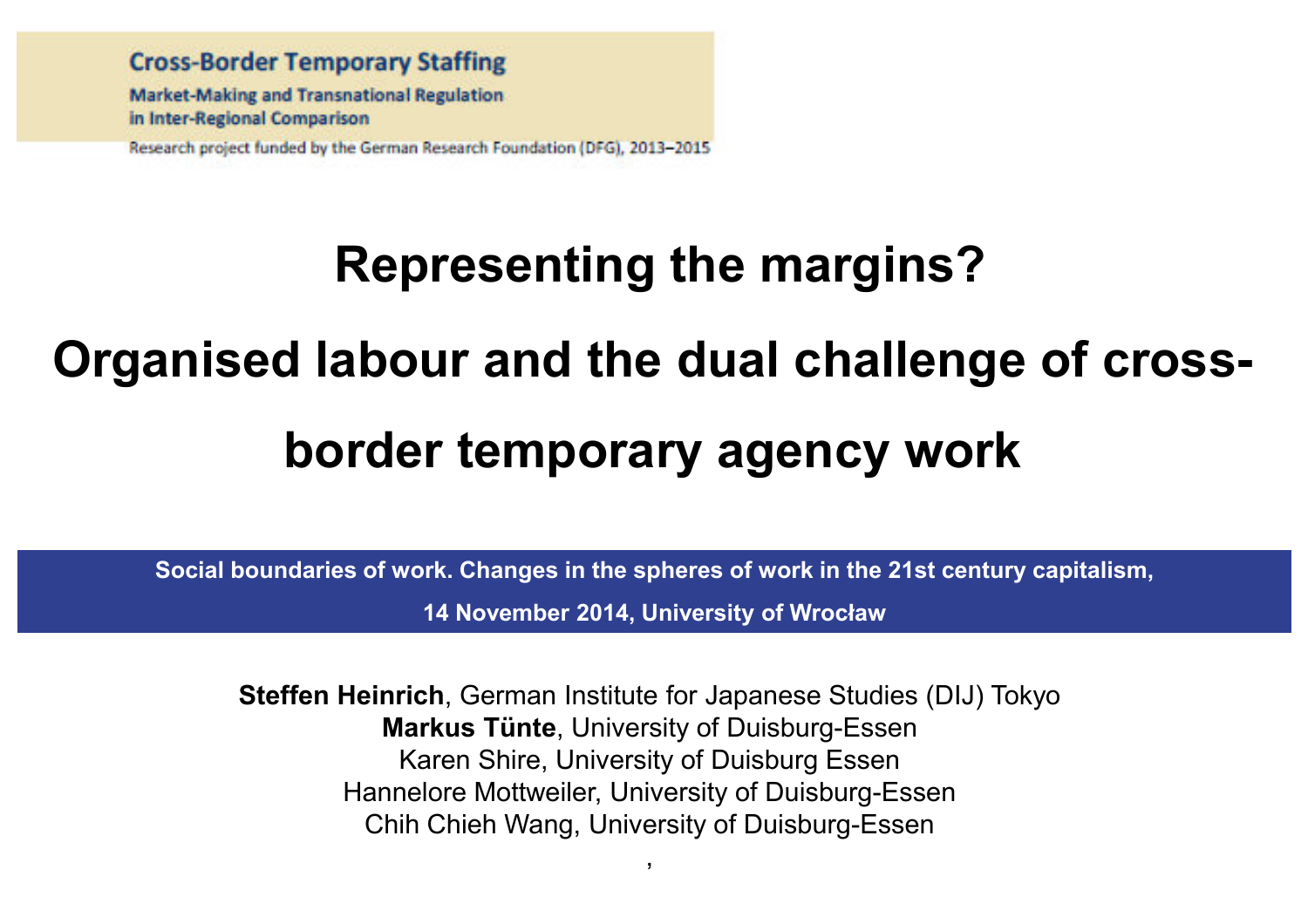**Cross-Border Temporary Staffing**

**Market-Making and Transnational Regulation in Inter-Regional Comparison**

Research project funded by the German Research Foundation (DFG), 2013–2015

# Representing the margins?

# Organised labour and the dual challenge of cross-border temporary agency work

**Social boundaries of work. Changes in the spheres of work in the 21st century capitalism,**

**14 November 2014, University of Wrocław**

**Steffen Heinrich**, German Institute for Japanese Studies (DIJ) Tokyo
**Markus Tünte**, University of Duisburg-Essen
Karen Shire, University of Duisburg Essen
Hannelore Mottweiler, University of Duisburg-Essen
Chih Chieh Wang, University of Duisburg-Essen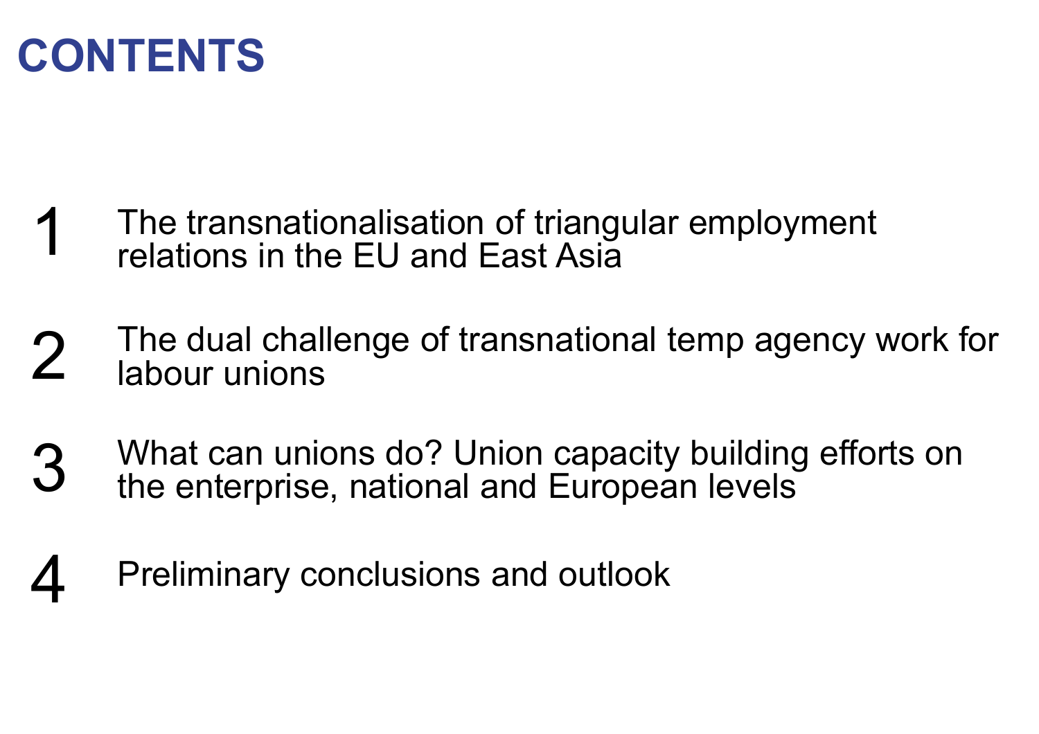# CONTENTS

1. The transnationalisation of triangular employment relations in the EU and East Asia

2. The dual challenge of transnational temp agency work for labour unions

3. What can unions do? Union capacity building efforts on the enterprise, national and European levels

4. Preliminary conclusions and outlook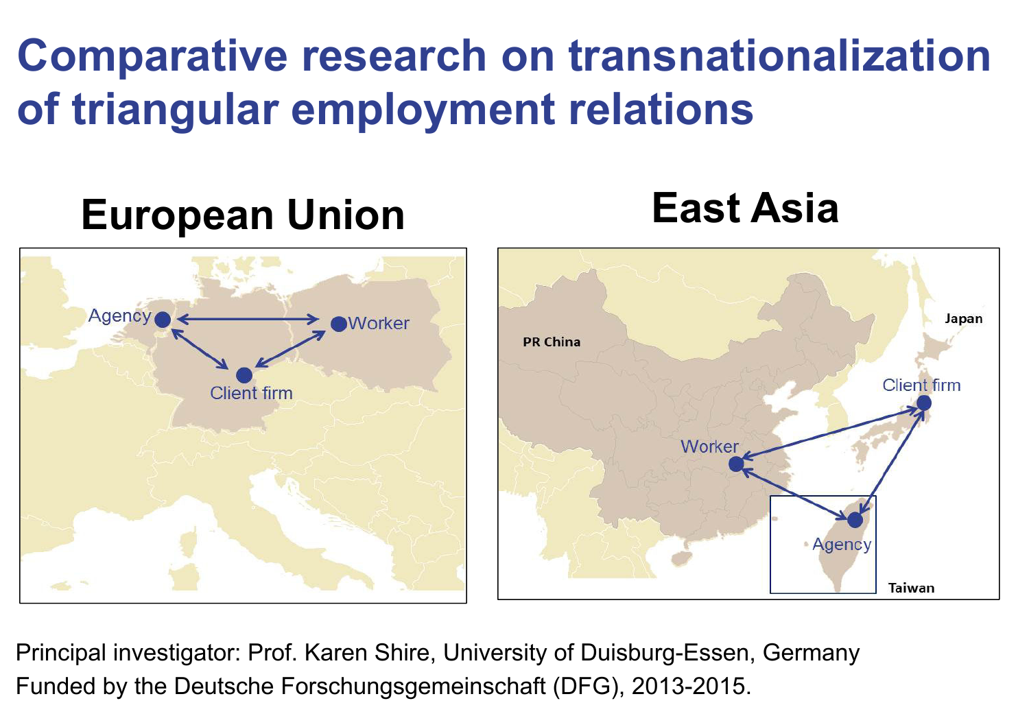# Comparative research on transnationalization of triangular employment relations

## European Union

Agency

Worker

Client firm

## East Asia

PR China

Japan

Client firm

Worker

Agency

Taiwan

Principal investigator: Prof. Karen Shire, University of Duisburg-Essen, Germany

Funded by the Deutsche Forschungsgemeinschaft (DFG), 2013-2015.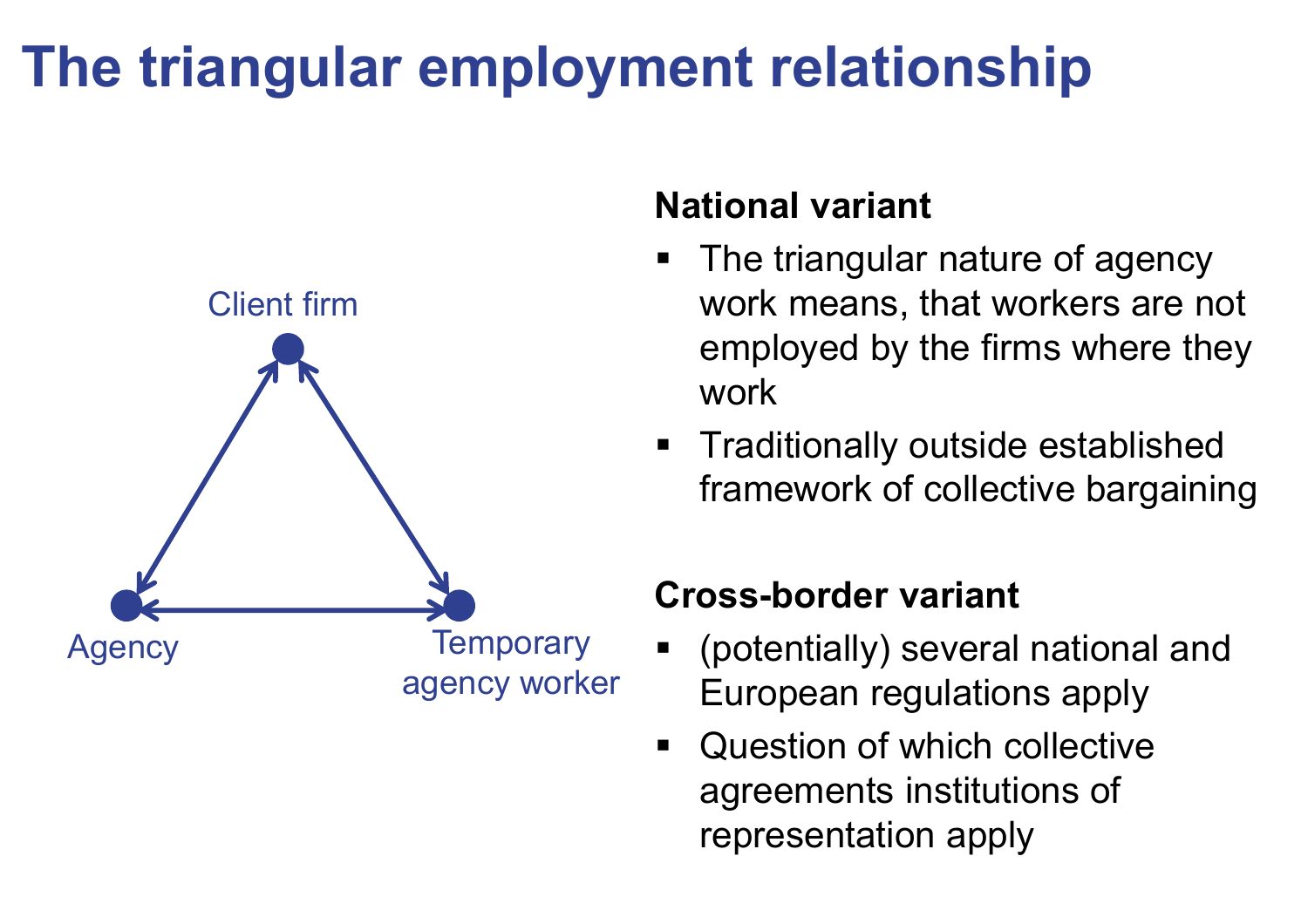# The triangular employment relationship

Client firm

Agency

Temporary agency worker

**National variant**

- The triangular nature of agency work means, that workers are not employed by the firms where they work
- Traditionally outside established framework of collective bargaining

**Cross-border variant**

- (potentially) several national and European regulations apply
- Question of which collective agreements institutions of representation apply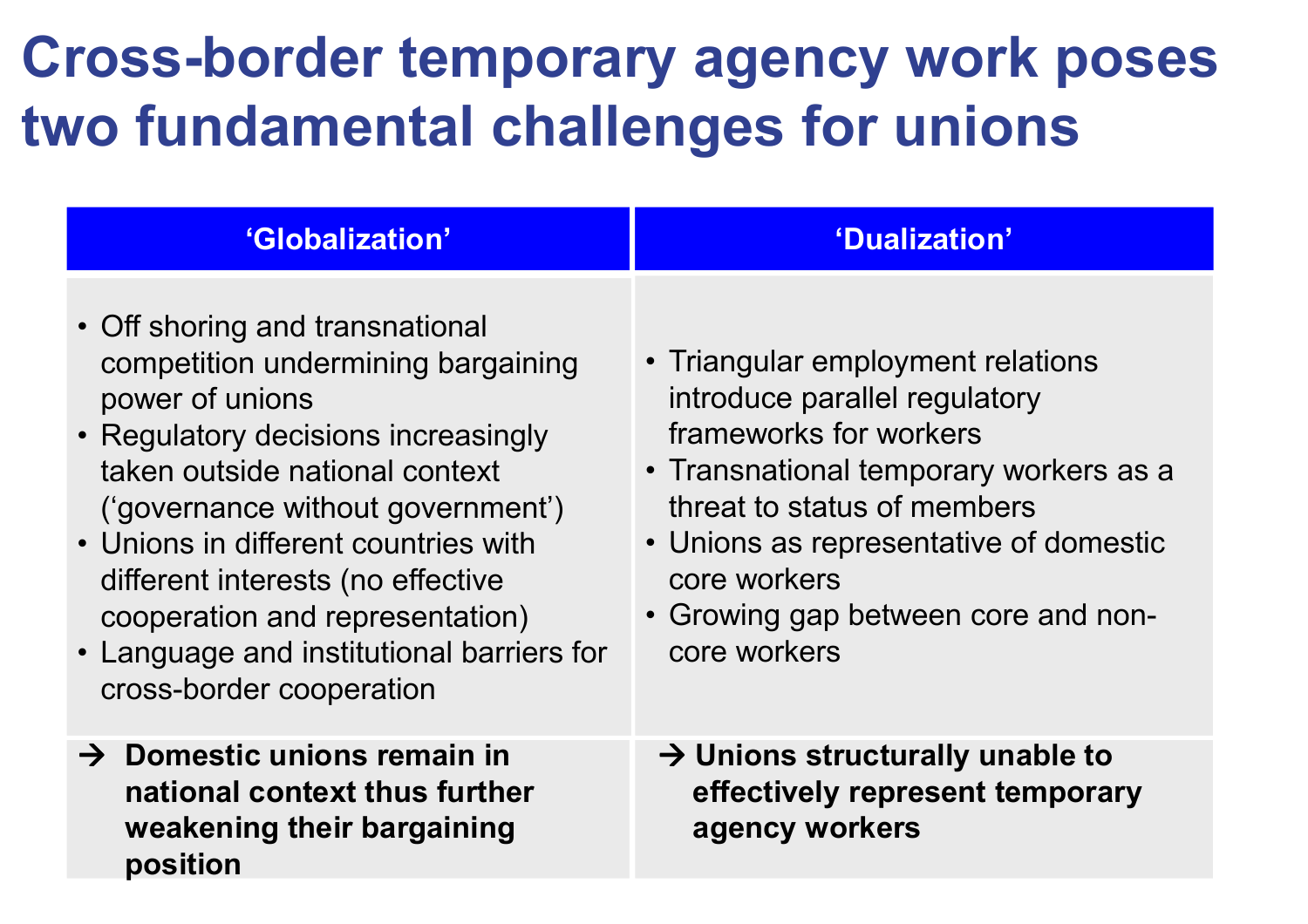# Cross-border temporary agency work poses two fundamental challenges for unions

| ‘Globalization’ | ‘Dualization’ |
|---|---|
| • Off shoring and transnational competition undermining bargaining power of unions<br>• Regulatory decisions increasingly taken outside national context (‘governance without government’)<br>• Unions in different countries with different interests (no effective cooperation and representation)<br>• Language and institutional barriers for cross-border cooperation | • Triangular employment relations introduce parallel regulatory frameworks for workers<br>• Transnational temporary workers as a threat to status of members<br>• Unions as representative of domestic core workers<br>• Growing gap between core and non-core workers |
| **➔ Domestic unions remain in national context thus further weakening their bargaining position** | **➔ Unions structurally unable to effectively represent temporary agency workers** |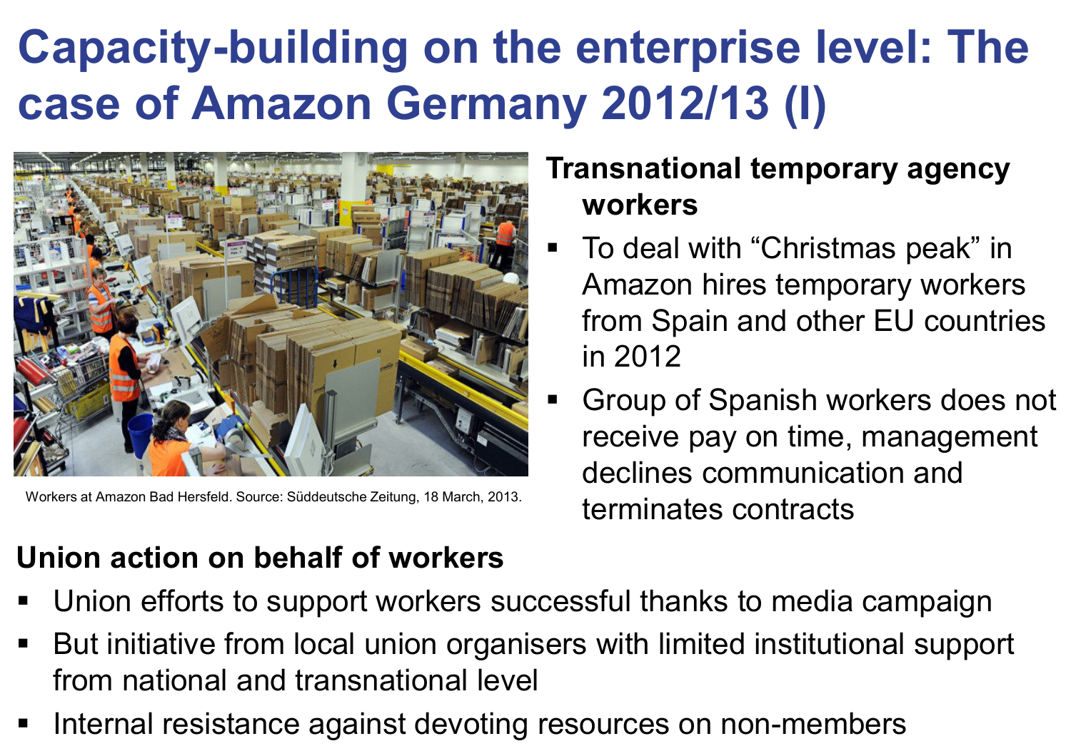# Capacity-building on the enterprise level: The case of Amazon Germany 2012/13 (I)

Workers at Amazon Bad Hersfeld. Source: Süddeutsche Zeitung, 18 March, 2013.

**Transnational temporary agency workers**

- To deal with "Christmas peak" in Amazon hires temporary workers from Spain and other EU countries in 2012
- Group of Spanish workers does not receive pay on time, management declines communication and terminates contracts

**Union action on behalf of workers**

- Union efforts to support workers successful thanks to media campaign
- But initiative from local union organisers with limited institutional support from national and transnational level
- Internal resistance against devoting resources on non-members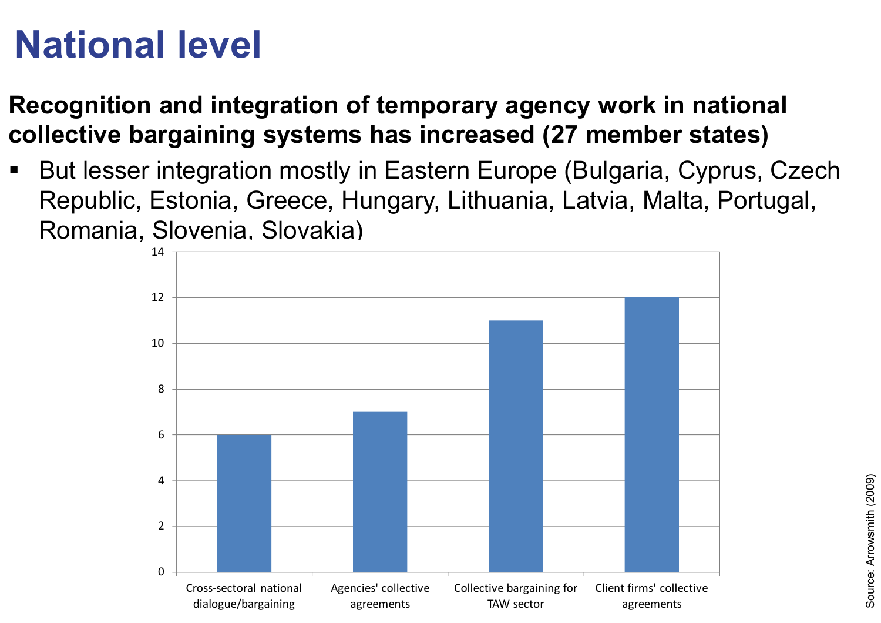# National level

**Recognition and integration of temporary agency work in national collective bargaining systems has increased (27 member states)**

- But lesser integration mostly in Eastern Europe (Bulgaria, Cyprus, Czech Republic, Estonia, Greece, Hungary, Lithuania, Latvia, Malta, Portugal, Romania, Slovenia, Slovakia)

| Category | Value |
| --- | --- |
| Cross-sectoral national dialogue/bargaining | 6 |
| Agencies' collective agreements | 7 |
| Collective bargaining for TAW sector | 11 |
| Client firms' collective agreements | 12 |

Source: Arrowsmith (2009)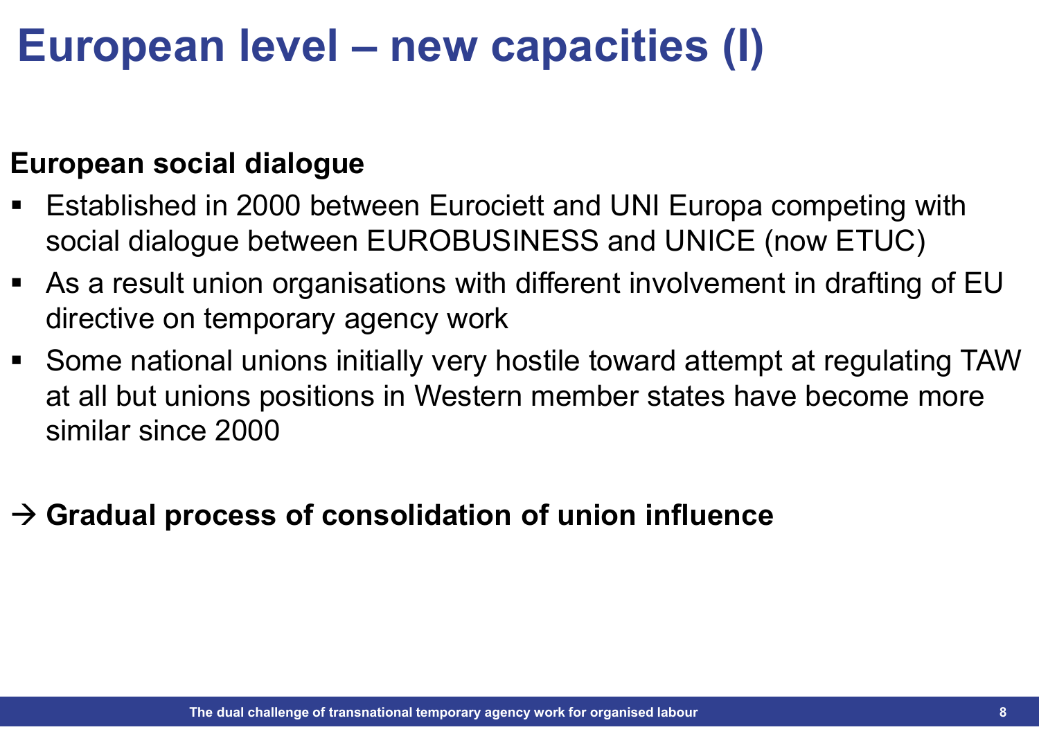# European level – new capacities (I)

**European social dialogue**

- Established in 2000 between Eurociett and UNI Europa competing with social dialogue between EUROBUSINESS and UNICE (now ETUC)
- As a result union organisations with different involvement in drafting of EU directive on temporary agency work
- Some national unions initially very hostile toward attempt at regulating TAW at all but unions positions in Western member states have become more similar since 2000

→ **Gradual process of consolidation of union influence**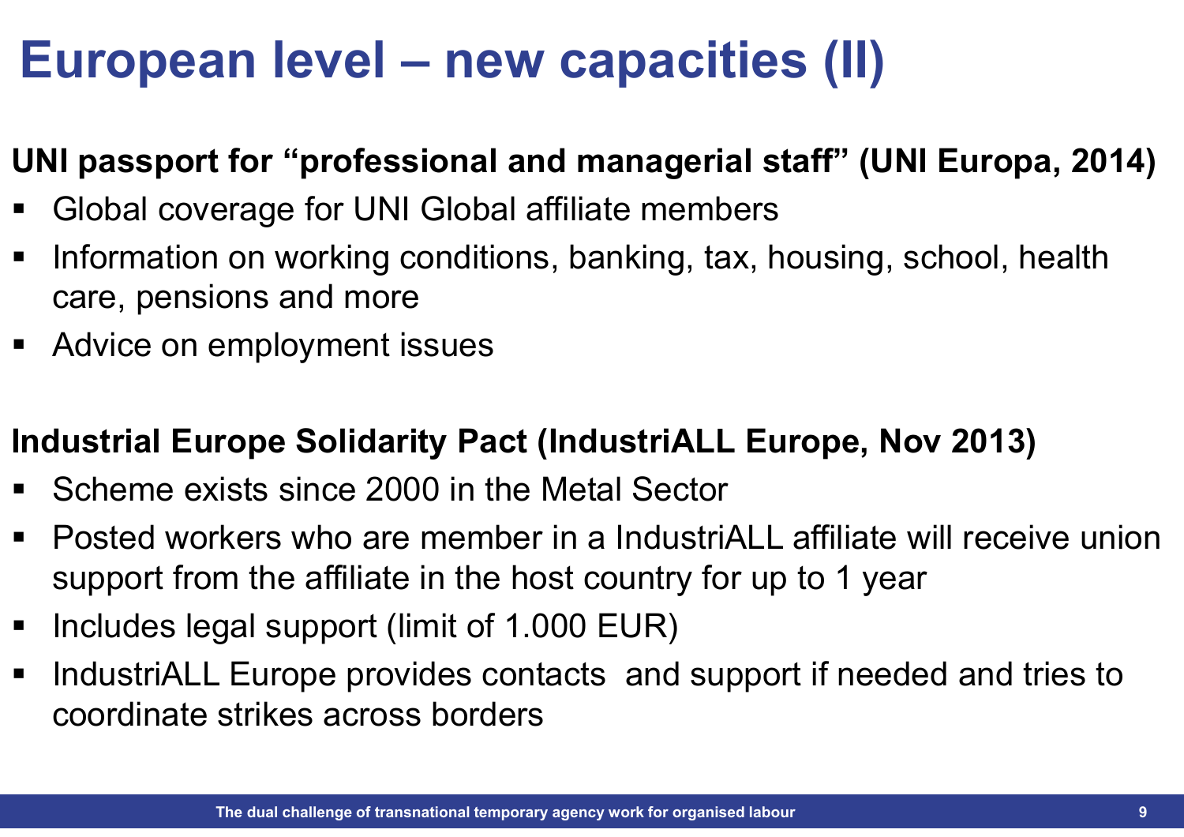# European level – new capacities (II)

**UNI passport for "professional and managerial staff" (UNI Europa, 2014)**

- Global coverage for UNI Global affiliate members
- Information on working conditions, banking, tax, housing, school, health care, pensions and more
- Advice on employment issues

**Industrial Europe Solidarity Pact (IndustriALL Europe, Nov 2013)**

- Scheme exists since 2000 in the Metal Sector
- Posted workers who are member in a IndustriALL affiliate will receive union support from the affiliate in the host country for up to 1 year
- Includes legal support (limit of 1.000 EUR)
- IndustriALL Europe provides contacts and support if needed and tries to coordinate strikes across borders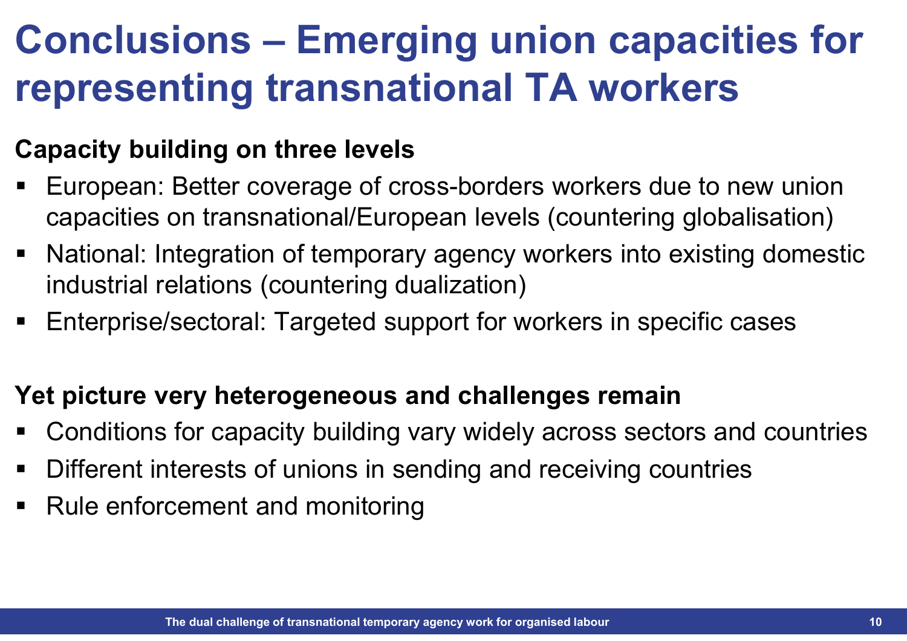# Conclusions – Emerging union capacities for representing transnational TA workers

**Capacity building on three levels**

- European: Better coverage of cross-borders workers due to new union capacities on transnational/European levels (countering globalisation)
- National: Integration of temporary agency workers into existing domestic industrial relations (countering dualization)
- Enterprise/sectoral: Targeted support for workers in specific cases

**Yet picture very heterogeneous and challenges remain**

- Conditions for capacity building vary widely across sectors and countries
- Different interests of unions in sending and receiving countries
- Rule enforcement and monitoring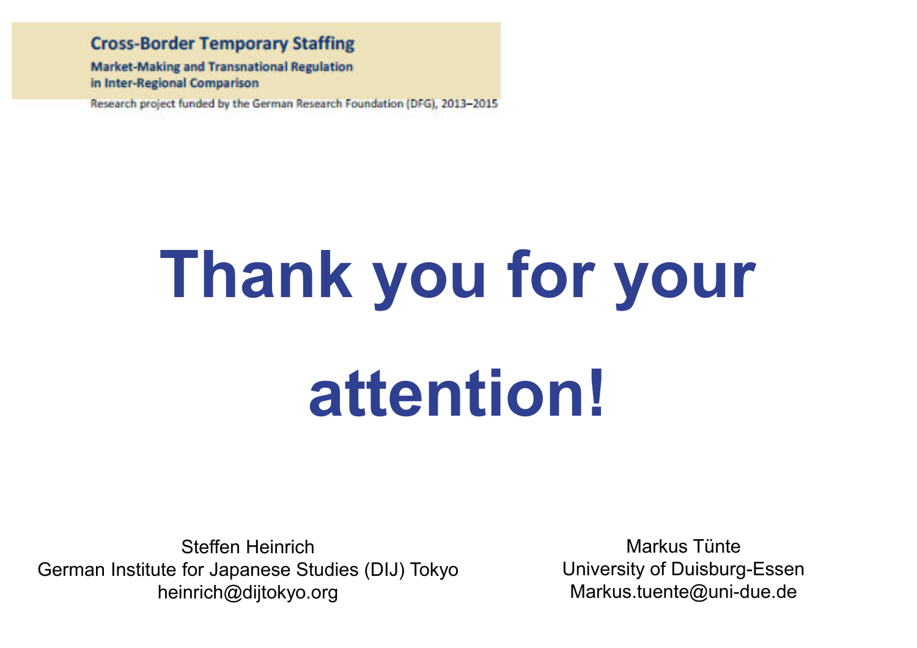**Cross-Border Temporary Staffing**

**Market-Making and Transnational Regulation in Inter-Regional Comparison**

Research project funded by the German Research Foundation (DFG), 2013–2015

# Thank you for your attention!

Steffen Heinrich
German Institute for Japanese Studies (DIJ) Tokyo
heinrich@dijtokyo.org

Markus Tünte
University of Duisburg-Essen
Markus.tuente@uni-due.de